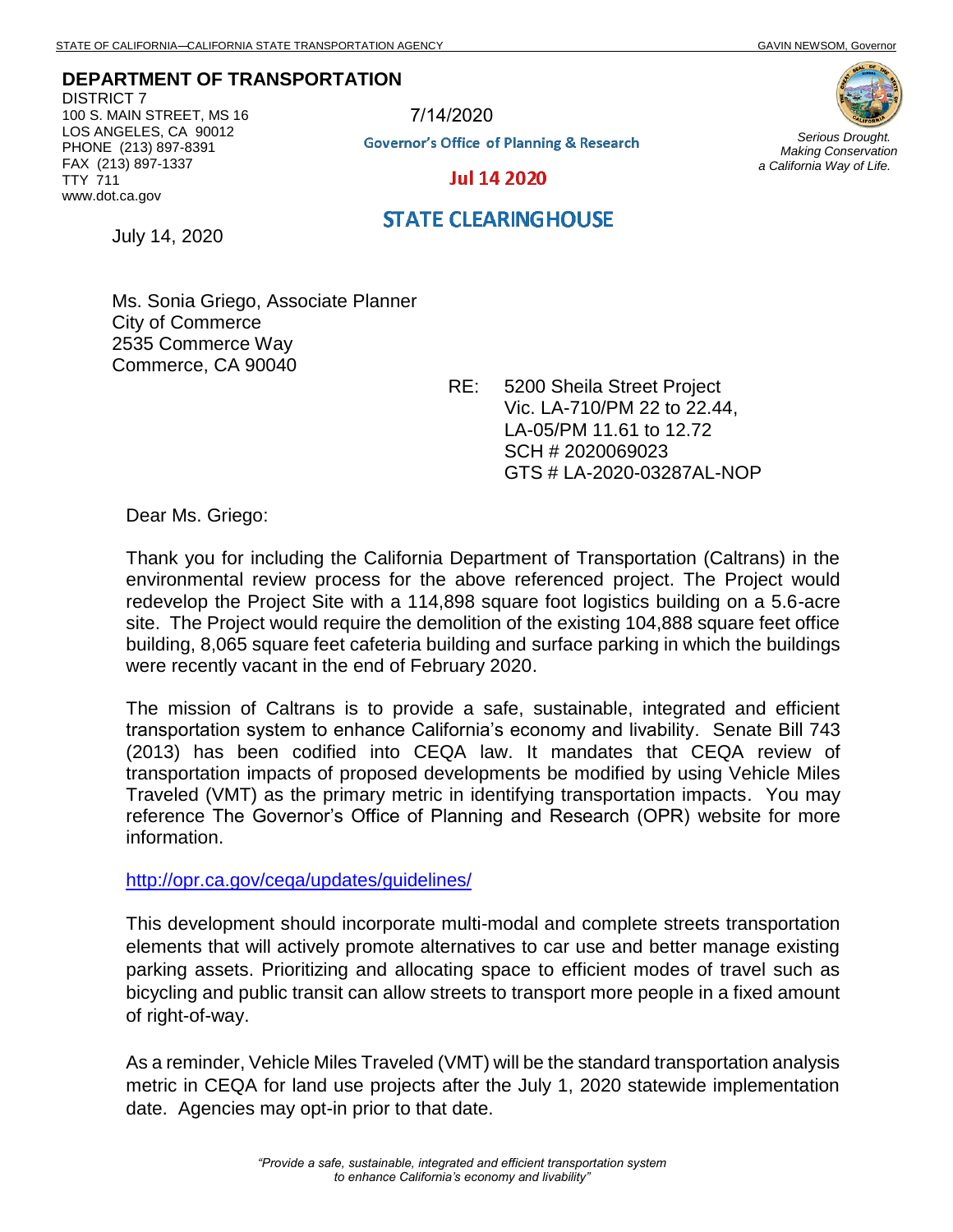STATE OF CALIFORNIA—CALIFORNIA STATE TRANSPORTATION AGENCY GAVIN NEWSOM, Governor

**DEPARTMENT OF TRANSPORTATION**
DISTRICT 7
100 S. MAIN STREET, MS 16
LOS ANGELES, CA 90012
PHONE (213) 897-8391
FAX (213) 897-1337
TTY 711
www.dot.ca.gov

7/14/2020

Governor's Office of Planning & Research

Jul 14 2020

STATE CLEARINGHOUSE

*Serious Drought.*
*Making Conservation*
*a California Way of Life.*

July 14, 2020

Ms. Sonia Griego, Associate Planner
City of Commerce
2535 Commerce Way
Commerce, CA 90040

RE: 5200 Sheila Street Project
Vic. LA-710/PM 22 to 22.44,
LA-05/PM 11.61 to 12.72
SCH # 2020069023
GTS # LA-2020-03287AL-NOP

Dear Ms. Griego:

Thank you for including the California Department of Transportation (Caltrans) in the environmental review process for the above referenced project. The Project would redevelop the Project Site with a 114,898 square foot logistics building on a 5.6-acre site. The Project would require the demolition of the existing 104,888 square feet office building, 8,065 square feet cafeteria building and surface parking in which the buildings were recently vacant in the end of February 2020.

The mission of Caltrans is to provide a safe, sustainable, integrated and efficient transportation system to enhance California's economy and livability. Senate Bill 743 (2013) has been codified into CEQA law. It mandates that CEQA review of transportation impacts of proposed developments be modified by using Vehicle Miles Traveled (VMT) as the primary metric in identifying transportation impacts. You may reference The Governor's Office of Planning and Research (OPR) website for more information.

http://opr.ca.gov/ceqa/updates/guidelines/

This development should incorporate multi-modal and complete streets transportation elements that will actively promote alternatives to car use and better manage existing parking assets. Prioritizing and allocating space to efficient modes of travel such as bicycling and public transit can allow streets to transport more people in a fixed amount of right-of-way.

As a reminder, Vehicle Miles Traveled (VMT) will be the standard transportation analysis metric in CEQA for land use projects after the July 1, 2020 statewide implementation date. Agencies may opt-in prior to that date.

*"Provide a safe, sustainable, integrated and efficient transportation system to enhance California's economy and livability"*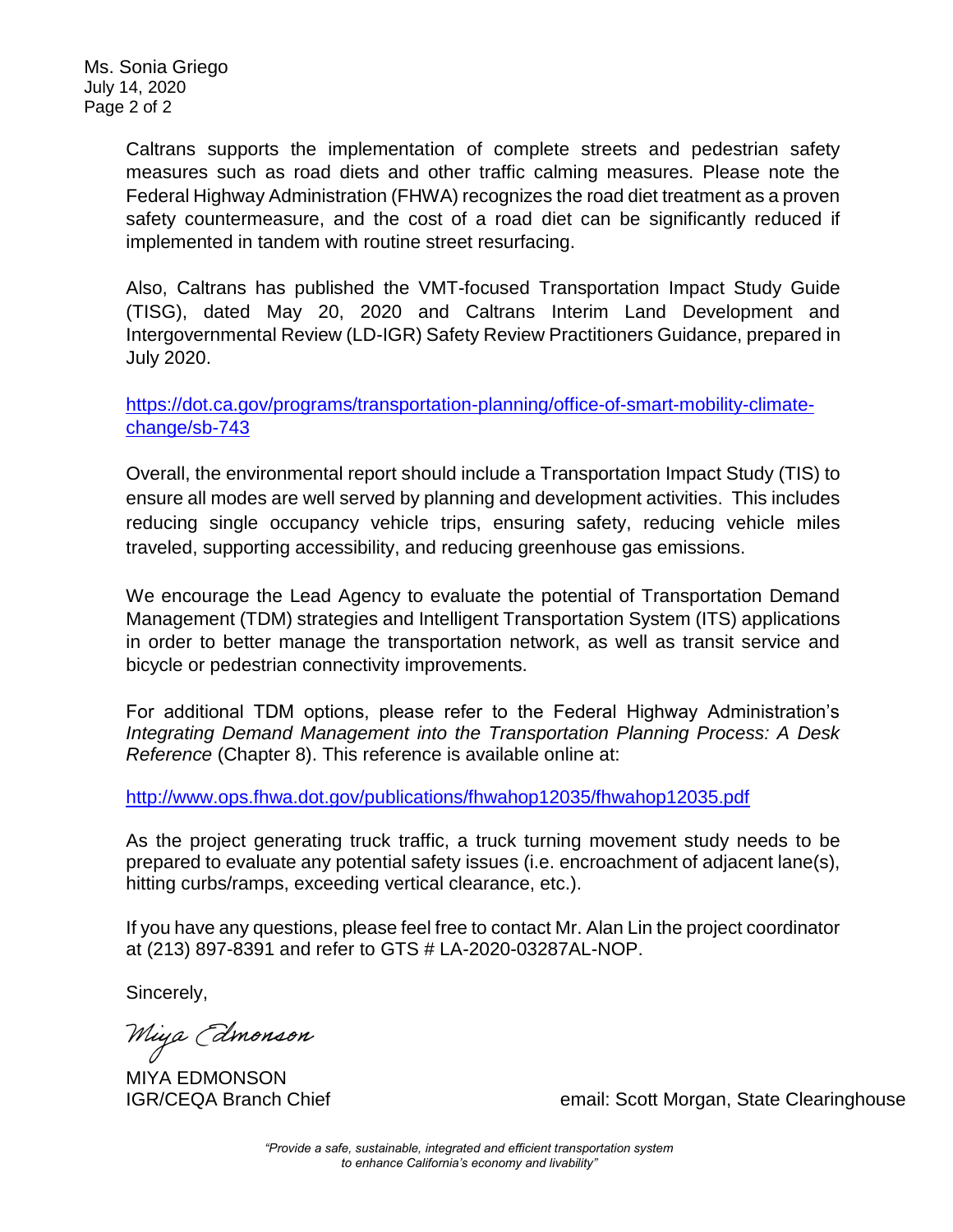Caltrans supports the implementation of complete streets and pedestrian safety measures such as road diets and other traffic calming measures. Please note the Federal Highway Administration (FHWA) recognizes the road diet treatment as a proven safety countermeasure, and the cost of a road diet can be significantly reduced if implemented in tandem with routine street resurfacing.

Also, Caltrans has published the VMT-focused Transportation Impact Study Guide (TISG), dated May 20, 2020 and Caltrans Interim Land Development and Intergovernmental Review (LD-IGR) Safety Review Practitioners Guidance, prepared in July 2020.

https://dot.ca.gov/programs/transportation-planning/office-of-smart-mobility-climate-change/sb-743

Overall, the environmental report should include a Transportation Impact Study (TIS) to ensure all modes are well served by planning and development activities. This includes reducing single occupancy vehicle trips, ensuring safety, reducing vehicle miles traveled, supporting accessibility, and reducing greenhouse gas emissions.

We encourage the Lead Agency to evaluate the potential of Transportation Demand Management (TDM) strategies and Intelligent Transportation System (ITS) applications in order to better manage the transportation network, as well as transit service and bicycle or pedestrian connectivity improvements.

For additional TDM options, please refer to the Federal Highway Administration's *Integrating Demand Management into the Transportation Planning Process: A Desk Reference* (Chapter 8). This reference is available online at:

http://www.ops.fhwa.dot.gov/publications/fhwahop12035/fhwahop12035.pdf

As the project generating truck traffic, a truck turning movement study needs to be prepared to evaluate any potential safety issues (i.e. encroachment of adjacent lane(s), hitting curbs/ramps, exceeding vertical clearance, etc.).

If you have any questions, please feel free to contact Mr. Alan Lin the project coordinator at (213) 897-8391 and refer to GTS # LA-2020-03287AL-NOP.

Sincerely,

*Miya Edmonson*

MIYA EDMONSON
IGR/CEQA Branch Chief

email: Scott Morgan, State Clearinghouse

*"Provide a safe, sustainable, integrated and efficient transportation system to enhance California's economy and livability"*